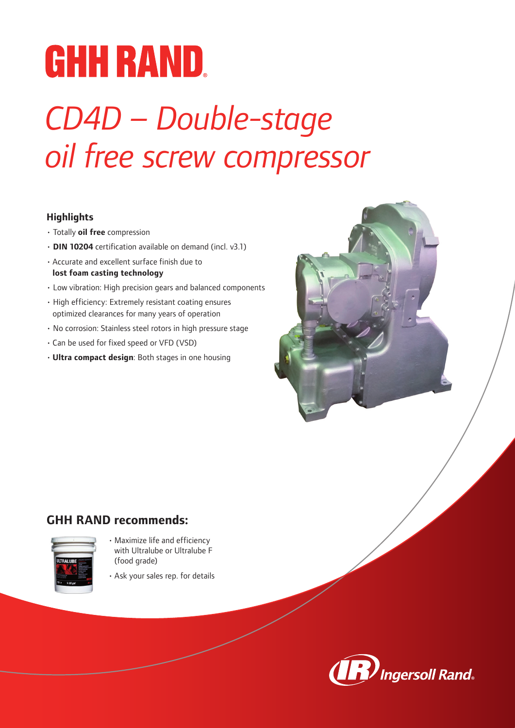# GHH RAND

# *CD4D – Double-stage oil free screw compressor*

### Highlights

- Totally **oil free** compression
- **DIN 10204** certification available on demand (incl. v3.1)
- Accurate and excellent surface finish due to **lost foam casting technology**
- Low vibration: High precision gears and balanced components
- High efficiency: Extremely resistant coating ensures optimized clearances for many years of operation
- No corrosion: Stainless steel rotors in high pressure stage
- Can be used for fixed speed or VFD (VSD)
- **Ultra compact design**: Both stages in one housing

## GHH RAND recommends:

- Maximize life and efficiency with Ultralube or Ultralube F (food grade)
- Ask your sales rep. for details

Ingersoll Rand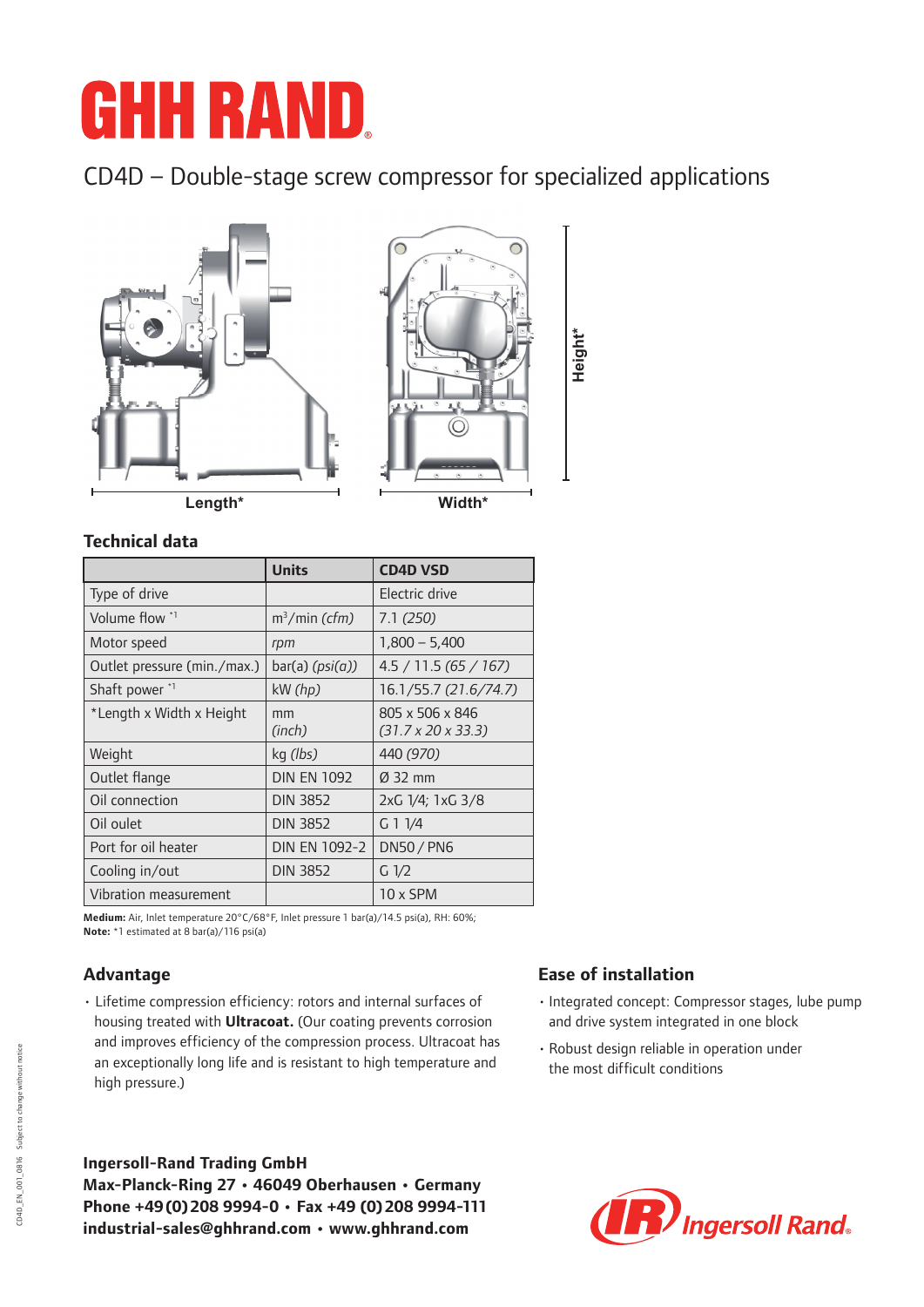# GHH RAND

## CD4D – Double-stage screw compressor for specialized applications

Length*

Width*

Height*

### Technical data

| | Units | CD4D VSD |
|---|---|---|
| Type of drive | | Electric drive |
| Volume flow *1 | $m^3$/min *(cfm)* | 7.1 *(250)* |
| Motor speed | *rpm* | 1,800 – 5,400 |
| Outlet pressure (min./max.) | bar(a) *(psi(a))* | 4.5 / 11.5 *(65 / 167)* |
| Shaft power *1 | kW *(hp)* | 16.1/55.7 *(21.6/74.7)* |
| *Length x Width x Height | mm *(inch)* | 805 x 506 x 846 *(31.7 x 20 x 33.3)* |
| Weight | kg *(lbs)* | 440 *(970)* |
| Outlet flange | DIN EN 1092 | Ø 32 mm |
| Oil connection | DIN 3852 | 2xG 1/4; 1xG 3/8 |
| Oil oulet | DIN 3852 | G 1 1/4 |
| Port for oil heater | DIN EN 1092-2 | DN50 / PN6 |
| Cooling in/out | DIN 3852 | G 1/2 |
| Vibration measurement | | 10 x SPM |

**Medium:** Air, Inlet temperature 20°C/68°F, Inlet pressure 1 bar(a)/14.5 psi(a), RH: 60%;
**Note:** *1 estimated at 8 bar(a)/116 psi(a)

### Advantage

- Lifetime compression efficiency: rotors and internal surfaces of housing treated with **Ultracoat.** (Our coating prevents corrosion and improves efficiency of the compression process. Ultracoat has an exceptionally long life and is resistant to high temperature and high pressure.)

### Ease of installation

- Integrated concept: Compressor stages, lube pump and drive system integrated in one block
- Robust design reliable in operation under the most difficult conditions

CD4D_EN_001_0816 Subject to change without notice

**Ingersoll-Rand Trading GmbH**
**Max-Planck-Ring 27 • 46049 Oberhausen • Germany**
**Phone +49 (0) 208 9994-0 • Fax +49 (0) 208 9994-111**
**industrial-sales@ghhrand.com • www.ghhrand.com**

Ingersoll Rand